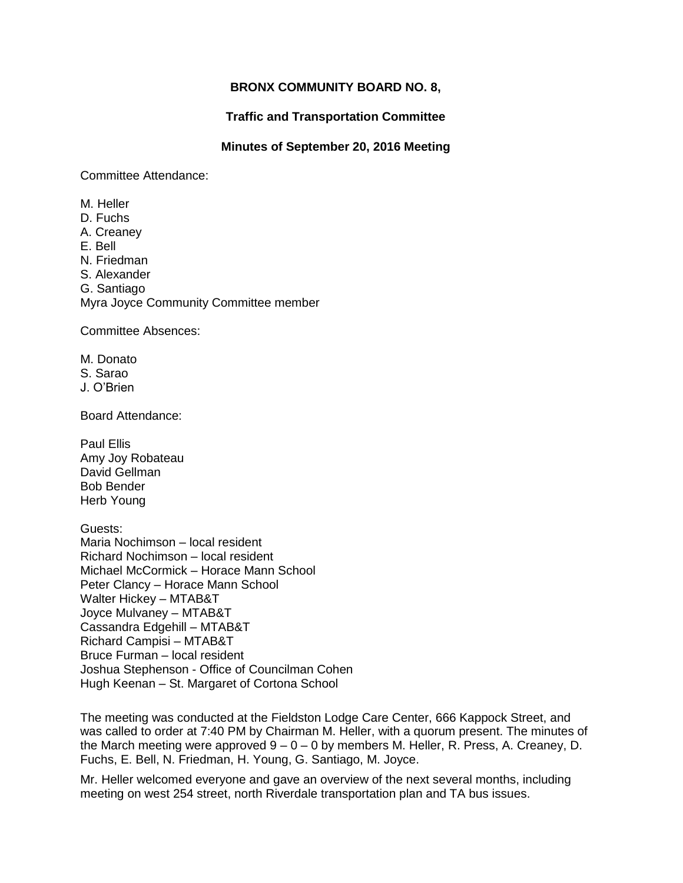**BRONX COMMUNITY BOARD NO. 8,**

**Traffic and Transportation Committee**

**Minutes of September 20, 2016 Meeting**

Committee Attendance:

M. Heller
D. Fuchs
A. Creaney
E. Bell
N. Friedman
S. Alexander
G. Santiago
Myra Joyce Community Committee member

Committee Absences:

M. Donato
S. Sarao
J. O'Brien

Board Attendance:

Paul Ellis
Amy Joy Robateau
David Gellman
Bob Bender
Herb Young

Guests:
Maria Nochimson – local resident
Richard Nochimson – local resident
Michael McCormick – Horace Mann School
Peter Clancy – Horace Mann School
Walter Hickey – MTAB&T
Joyce Mulvaney – MTAB&T
Cassandra Edgehill – MTAB&T
Richard Campisi – MTAB&T
Bruce Furman – local resident
Joshua Stephenson - Office of Councilman Cohen
Hugh Keenan – St. Margaret of Cortona School

The meeting was conducted at the Fieldston Lodge Care Center, 666 Kappock Street, and was called to order at 7:40 PM by Chairman M. Heller, with a quorum present. The minutes of the March meeting were approved 9 – 0 – 0 by members M. Heller, R. Press, A. Creaney, D. Fuchs, E. Bell, N. Friedman, H. Young, G. Santiago, M. Joyce.

Mr. Heller welcomed everyone and gave an overview of the next several months, including meeting on west 254 street, north Riverdale transportation plan and TA bus issues.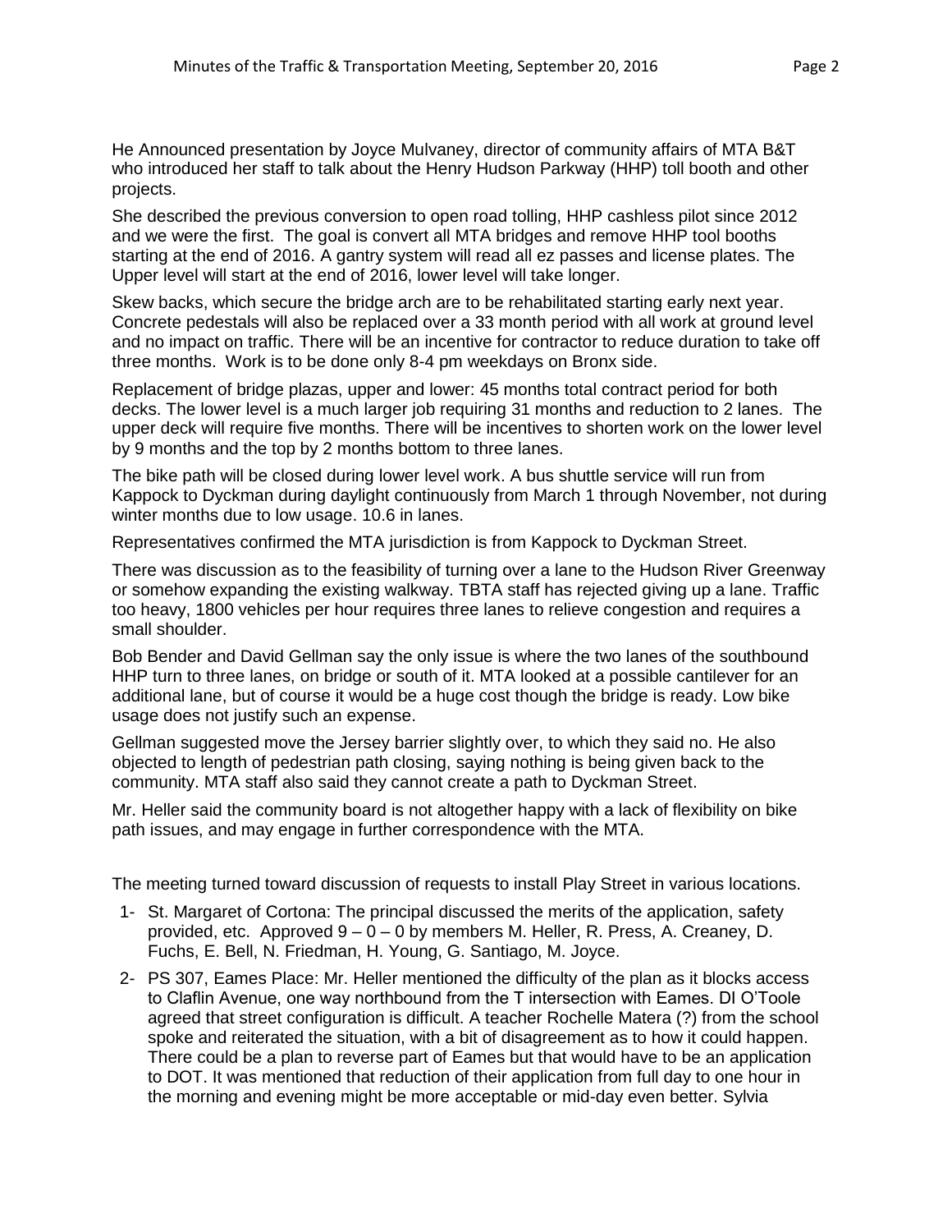He Announced presentation by Joyce Mulvaney, director of community affairs of MTA B&T who introduced her staff to talk about the Henry Hudson Parkway (HHP) toll booth and other projects.

She described the previous conversion to open road tolling, HHP cashless pilot since 2012 and we were the first. The goal is convert all MTA bridges and remove HHP tool booths starting at the end of 2016. A gantry system will read all ez passes and license plates. The Upper level will start at the end of 2016, lower level will take longer.

Skew backs, which secure the bridge arch are to be rehabilitated starting early next year. Concrete pedestals will also be replaced over a 33 month period with all work at ground level and no impact on traffic. There will be an incentive for contractor to reduce duration to take off three months. Work is to be done only 8-4 pm weekdays on Bronx side.

Replacement of bridge plazas, upper and lower: 45 months total contract period for both decks. The lower level is a much larger job requiring 31 months and reduction to 2 lanes. The upper deck will require five months. There will be incentives to shorten work on the lower level by 9 months and the top by 2 months bottom to three lanes.

The bike path will be closed during lower level work. A bus shuttle service will run from Kappock to Dyckman during daylight continuously from March 1 through November, not during winter months due to low usage. 10.6 in lanes.

Representatives confirmed the MTA jurisdiction is from Kappock to Dyckman Street.

There was discussion as to the feasibility of turning over a lane to the Hudson River Greenway or somehow expanding the existing walkway. TBTA staff has rejected giving up a lane. Traffic too heavy, 1800 vehicles per hour requires three lanes to relieve congestion and requires a small shoulder.

Bob Bender and David Gellman say the only issue is where the two lanes of the southbound HHP turn to three lanes, on bridge or south of it. MTA looked at a possible cantilever for an additional lane, but of course it would be a huge cost though the bridge is ready. Low bike usage does not justify such an expense.

Gellman suggested move the Jersey barrier slightly over, to which they said no. He also objected to length of pedestrian path closing, saying nothing is being given back to the community. MTA staff also said they cannot create a path to Dyckman Street.

Mr. Heller said the community board is not altogether happy with a lack of flexibility on bike path issues, and may engage in further correspondence with the MTA.

The meeting turned toward discussion of requests to install Play Street in various locations.

1- St. Margaret of Cortona: The principal discussed the merits of the application, safety provided, etc. Approved 9 – 0 – 0 by members M. Heller, R. Press, A. Creaney, D. Fuchs, E. Bell, N. Friedman, H. Young, G. Santiago, M. Joyce.

2- PS 307, Eames Place: Mr. Heller mentioned the difficulty of the plan as it blocks access to Claflin Avenue, one way northbound from the T intersection with Eames. DI O'Toole agreed that street configuration is difficult. A teacher Rochelle Matera (?) from the school spoke and reiterated the situation, with a bit of disagreement as to how it could happen. There could be a plan to reverse part of Eames but that would have to be an application to DOT. It was mentioned that reduction of their application from full day to one hour in the morning and evening might be more acceptable or mid-day even better. Sylvia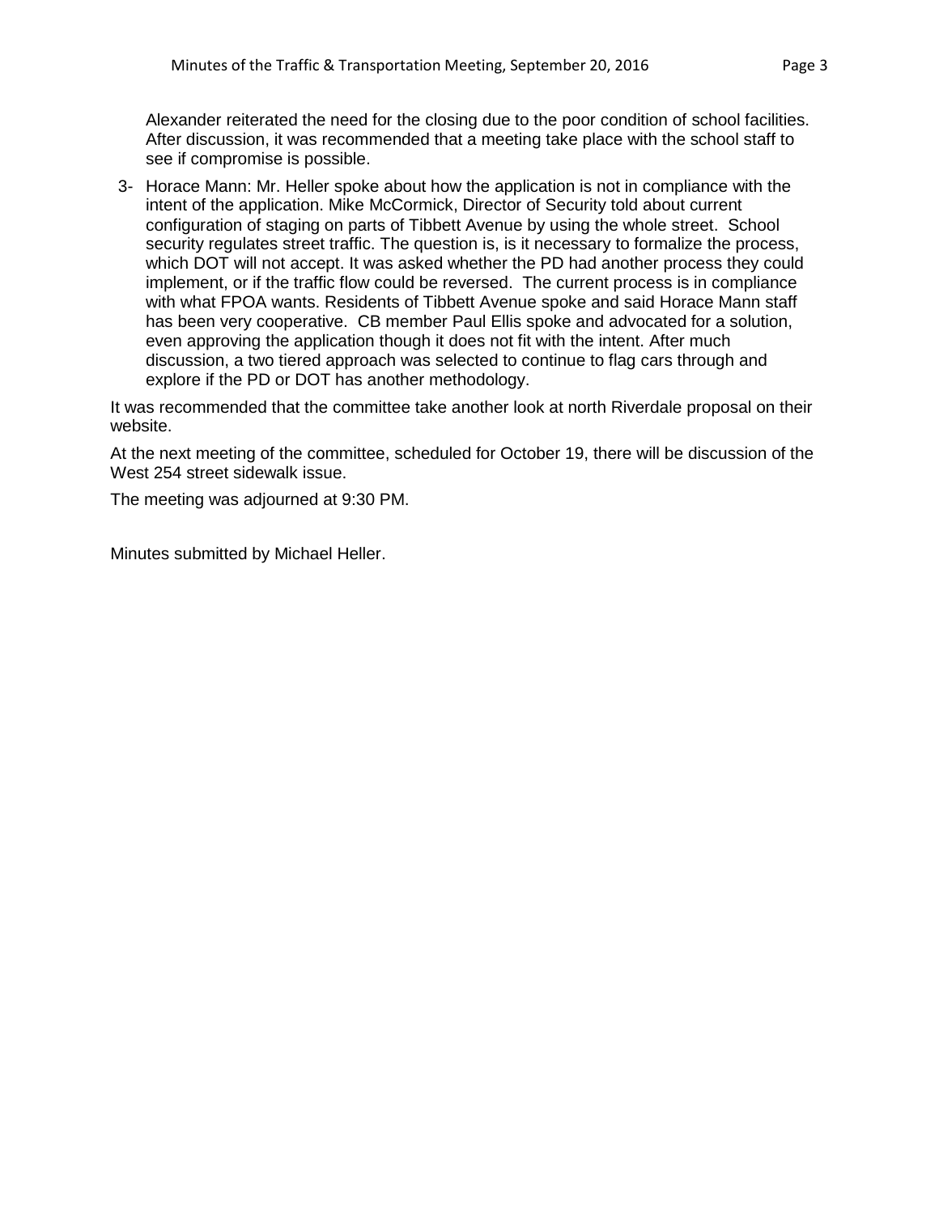Alexander reiterated the need for the closing due to the poor condition of school facilities. After discussion, it was recommended that a meeting take place with the school staff to see if compromise is possible.

3- Horace Mann: Mr. Heller spoke about how the application is not in compliance with the intent of the application. Mike McCormick, Director of Security told about current configuration of staging on parts of Tibbett Avenue by using the whole street. School security regulates street traffic. The question is, is it necessary to formalize the process, which DOT will not accept. It was asked whether the PD had another process they could implement, or if the traffic flow could be reversed. The current process is in compliance with what FPOA wants. Residents of Tibbett Avenue spoke and said Horace Mann staff has been very cooperative. CB member Paul Ellis spoke and advocated for a solution, even approving the application though it does not fit with the intent. After much discussion, a two tiered approach was selected to continue to flag cars through and explore if the PD or DOT has another methodology.

It was recommended that the committee take another look at north Riverdale proposal on their website.

At the next meeting of the committee, scheduled for October 19, there will be discussion of the West 254 street sidewalk issue.

The meeting was adjourned at 9:30 PM.

Minutes submitted by Michael Heller.